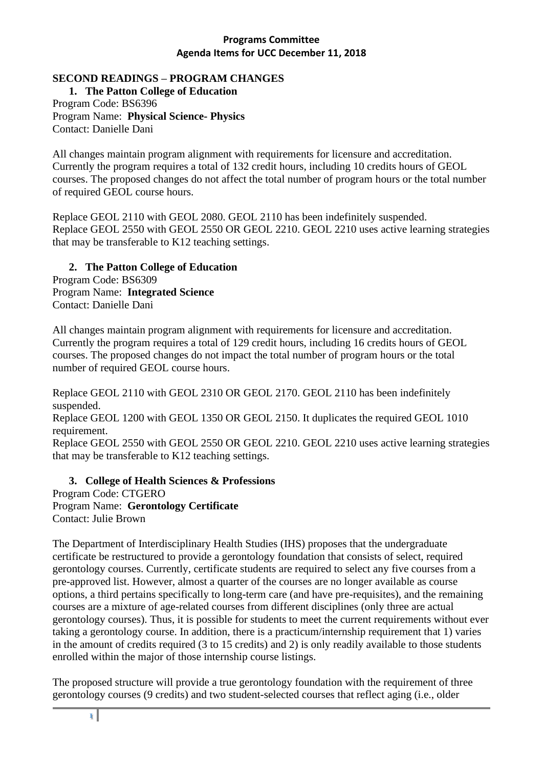**Programs Committee**
**Agenda Items for UCC December 11, 2018**

## SECOND READINGS – PROGRAM CHANGES

### 1. The Patton College of Education

Program Code: BS6396
Program Name: **Physical Science- Physics**
Contact: Danielle Dani

All changes maintain program alignment with requirements for licensure and accreditation. Currently the program requires a total of 132 credit hours, including 10 credits hours of GEOL courses. The proposed changes do not affect the total number of program hours or the total number of required GEOL course hours.

Replace GEOL 2110 with GEOL 2080. GEOL 2110 has been indefinitely suspended.
Replace GEOL 2550 with GEOL 2550 OR GEOL 2210. GEOL 2210 uses active learning strategies that may be transferable to K12 teaching settings.

### 2. The Patton College of Education

Program Code: BS6309
Program Name: **Integrated Science**
Contact: Danielle Dani

All changes maintain program alignment with requirements for licensure and accreditation. Currently the program requires a total of 129 credit hours, including 16 credits hours of GEOL courses. The proposed changes do not impact the total number of program hours or the total number of required GEOL course hours.

Replace GEOL 2110 with GEOL 2310 OR GEOL 2170. GEOL 2110 has been indefinitely suspended.
Replace GEOL 1200 with GEOL 1350 OR GEOL 2150. It duplicates the required GEOL 1010 requirement.
Replace GEOL 2550 with GEOL 2550 OR GEOL 2210. GEOL 2210 uses active learning strategies that may be transferable to K12 teaching settings.

### 3. College of Health Sciences & Professions

Program Code: CTGERO
Program Name: **Gerontology Certificate**
Contact: Julie Brown

The Department of Interdisciplinary Health Studies (IHS) proposes that the undergraduate certificate be restructured to provide a gerontology foundation that consists of select, required gerontology courses. Currently, certificate students are required to select any five courses from a pre-approved list. However, almost a quarter of the courses are no longer available as course options, a third pertains specifically to long-term care (and have pre-requisites), and the remaining courses are a mixture of age-related courses from different disciplines (only three are actual gerontology courses). Thus, it is possible for students to meet the current requirements without ever taking a gerontology course. In addition, there is a practicum/internship requirement that 1) varies in the amount of credits required (3 to 15 credits) and 2) is only readily available to those students enrolled within the major of those internship course listings.

The proposed structure will provide a true gerontology foundation with the requirement of three gerontology courses (9 credits) and two student-selected courses that reflect aging (i.e., older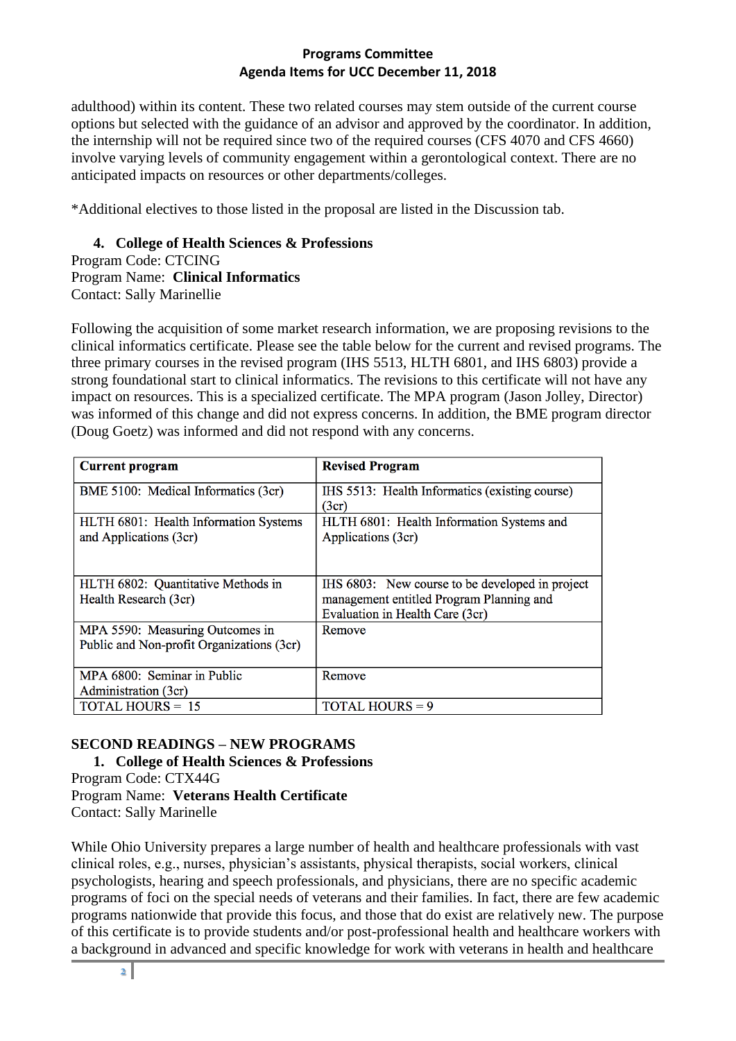adulthood) within its content. These two related courses may stem outside of the current course options but selected with the guidance of an advisor and approved by the coordinator. In addition, the internship will not be required since two of the required courses (CFS 4070 and CFS 4660) involve varying levels of community engagement within a gerontological context. There are no anticipated impacts on resources or other departments/colleges.

*Additional electives to those listed in the proposal are listed in the Discussion tab.

4. **College of Health Sciences & Professions**

Program Code: CTCING
Program Name: **Clinical Informatics**
Contact: Sally Marinellie

Following the acquisition of some market research information, we are proposing revisions to the clinical informatics certificate. Please see the table below for the current and revised programs. The three primary courses in the revised program (IHS 5513, HLTH 6801, and IHS 6803) provide a strong foundational start to clinical informatics. The revisions to this certificate will not have any impact on resources. This is a specialized certificate. The MPA program (Jason Jolley, Director) was informed of this change and did not express concerns. In addition, the BME program director (Doug Goetz) was informed and did not respond with any concerns.

| **Current program** | **Revised Program** |
|---|---|
| BME 5100: Medical Informatics (3cr) | IHS 5513: Health Informatics (existing course) (3cr) |
| HLTH 6801: Health Information Systems and Applications (3cr) | HLTH 6801: Health Information Systems and Applications (3cr) |
| HLTH 6802: Quantitative Methods in Health Research (3cr) | IHS 6803: New course to be developed in project management entitled Program Planning and Evaluation in Health Care (3cr) |
| MPA 5590: Measuring Outcomes in Public and Non-profit Organizations (3cr) | Remove |
| MPA 6800: Seminar in Public Administration (3cr) | Remove |
| TOTAL HOURS = 15 | TOTAL HOURS = 9 |

## SECOND READINGS – NEW PROGRAMS

1. **College of Health Sciences & Professions**

Program Code: CTX44G
Program Name: **Veterans Health Certificate**
Contact: Sally Marinelle

While Ohio University prepares a large number of health and healthcare professionals with vast clinical roles, e.g., nurses, physician's assistants, physical therapists, social workers, clinical psychologists, hearing and speech professionals, and physicians, there are no specific academic programs of foci on the special needs of veterans and their families. In fact, there are few academic programs nationwide that provide this focus, and those that do exist are relatively new. The purpose of this certificate is to provide students and/or post-professional health and healthcare workers with a background in advanced and specific knowledge for work with veterans in health and healthcare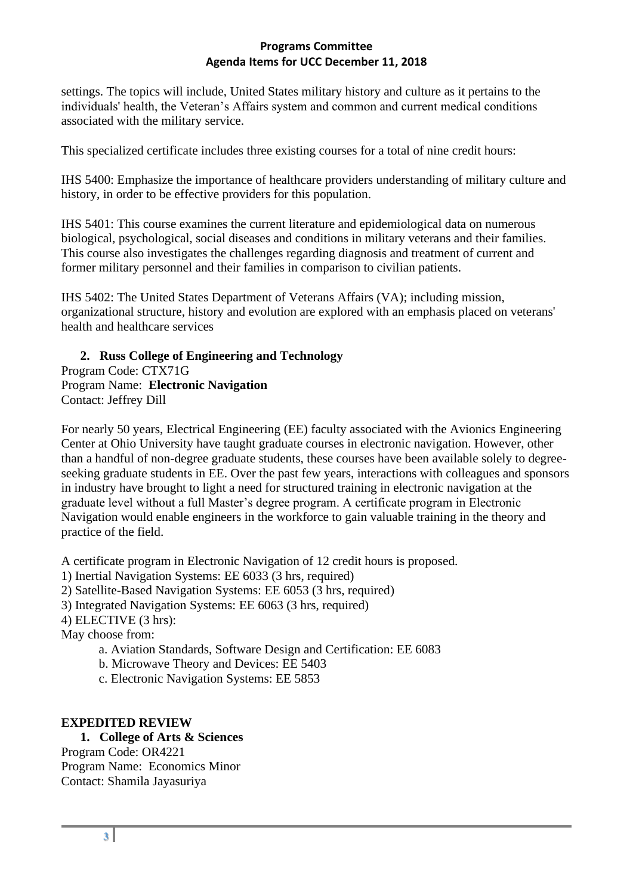settings. The topics will include, United States military history and culture as it pertains to the individuals' health, the Veteran's Affairs system and common and current medical conditions associated with the military service.

This specialized certificate includes three existing courses for a total of nine credit hours:

IHS 5400: Emphasize the importance of healthcare providers understanding of military culture and history, in order to be effective providers for this population.

IHS 5401: This course examines the current literature and epidemiological data on numerous biological, psychological, social diseases and conditions in military veterans and their families. This course also investigates the challenges regarding diagnosis and treatment of current and former military personnel and their families in comparison to civilian patients.

IHS 5402: The United States Department of Veterans Affairs (VA); including mission, organizational structure, history and evolution are explored with an emphasis placed on veterans' health and healthcare services

2. **Russ College of Engineering and Technology**

Program Code: CTX71G
Program Name: **Electronic Navigation**
Contact: Jeffrey Dill

For nearly 50 years, Electrical Engineering (EE) faculty associated with the Avionics Engineering Center at Ohio University have taught graduate courses in electronic navigation. However, other than a handful of non-degree graduate students, these courses have been available solely to degree-seeking graduate students in EE. Over the past few years, interactions with colleagues and sponsors in industry have brought to light a need for structured training in electronic navigation at the graduate level without a full Master's degree program. A certificate program in Electronic Navigation would enable engineers in the workforce to gain valuable training in the theory and practice of the field.

A certificate program in Electronic Navigation of 12 credit hours is proposed.
1) Inertial Navigation Systems: EE 6033 (3 hrs, required)
2) Satellite-Based Navigation Systems: EE 6053 (3 hrs, required)
3) Integrated Navigation Systems: EE 6063 (3 hrs, required)
4) ELECTIVE (3 hrs):
May choose from:
- a. Aviation Standards, Software Design and Certification: EE 6083
- b. Microwave Theory and Devices: EE 5403
- c. Electronic Navigation Systems: EE 5853

**EXPEDITED REVIEW**

1. **College of Arts & Sciences**

Program Code: OR4221
Program Name: Economics Minor
Contact: Shamila Jayasuriya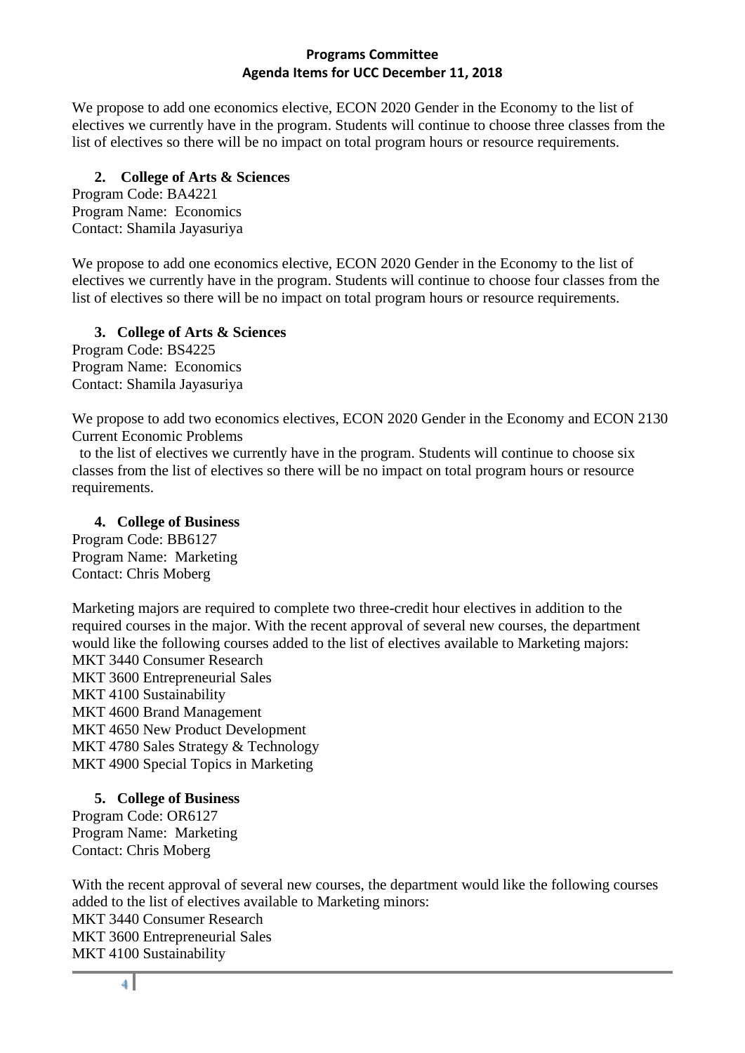We propose to add one economics elective, ECON 2020 Gender in the Economy to the list of electives we currently have in the program. Students will continue to choose three classes from the list of electives so there will be no impact on total program hours or resource requirements.

2. **College of Arts & Sciences**

Program Code: BA4221
Program Name: Economics
Contact: Shamila Jayasuriya

We propose to add one economics elective, ECON 2020 Gender in the Economy to the list of electives we currently have in the program. Students will continue to choose four classes from the list of electives so there will be no impact on total program hours or resource requirements.

3. **College of Arts & Sciences**

Program Code: BS4225
Program Name: Economics
Contact: Shamila Jayasuriya

We propose to add two economics electives, ECON 2020 Gender in the Economy and ECON 2130 Current Economic Problems to the list of electives we currently have in the program. Students will continue to choose six classes from the list of electives so there will be no impact on total program hours or resource requirements.

4. **College of Business**

Program Code: BB6127
Program Name: Marketing
Contact: Chris Moberg

Marketing majors are required to complete two three-credit hour electives in addition to the required courses in the major. With the recent approval of several new courses, the department would like the following courses added to the list of electives available to Marketing majors:
MKT 3440 Consumer Research
MKT 3600 Entrepreneurial Sales
MKT 4100 Sustainability
MKT 4600 Brand Management
MKT 4650 New Product Development
MKT 4780 Sales Strategy & Technology
MKT 4900 Special Topics in Marketing

5. **College of Business**

Program Code: OR6127
Program Name: Marketing
Contact: Chris Moberg

With the recent approval of several new courses, the department would like the following courses added to the list of electives available to Marketing minors:
MKT 3440 Consumer Research
MKT 3600 Entrepreneurial Sales
MKT 4100 Sustainability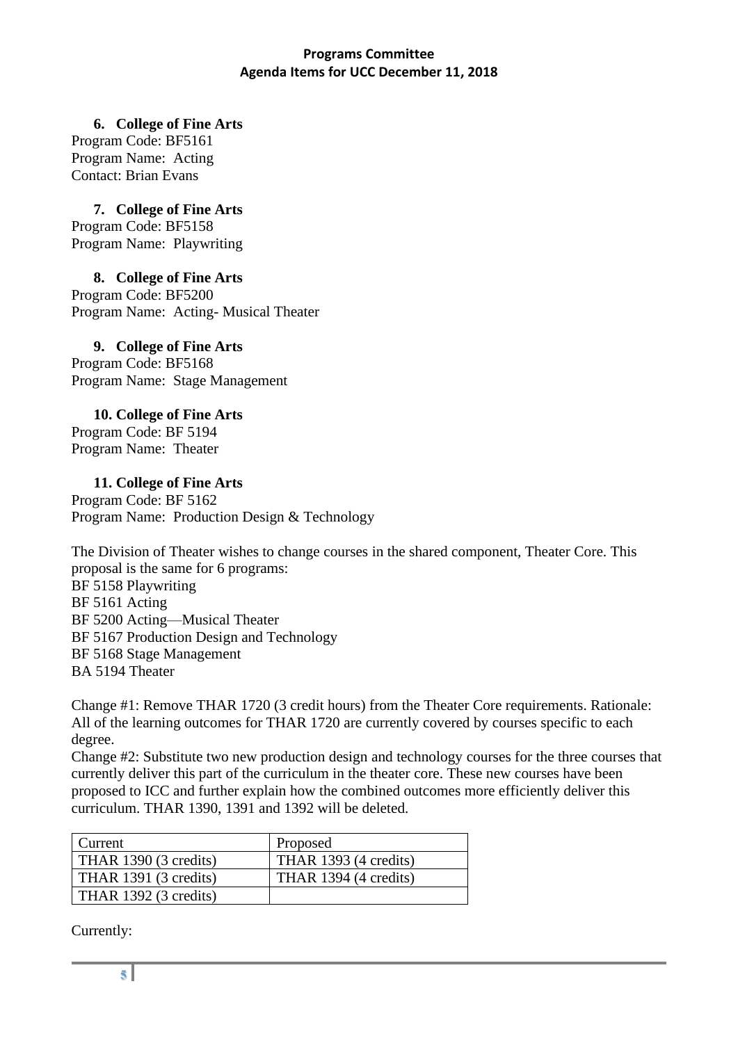**6. College of Fine Arts**
Program Code: BF5161
Program Name: Acting
Contact: Brian Evans

**7. College of Fine Arts**
Program Code: BF5158
Program Name: Playwriting

**8. College of Fine Arts**
Program Code: BF5200
Program Name: Acting- Musical Theater

**9. College of Fine Arts**
Program Code: BF5168
Program Name: Stage Management

**10. College of Fine Arts**
Program Code: BF 5194
Program Name: Theater

**11. College of Fine Arts**
Program Code: BF 5162
Program Name: Production Design & Technology

The Division of Theater wishes to change courses in the shared component, Theater Core. This proposal is the same for 6 programs:
BF 5158 Playwriting
BF 5161 Acting
BF 5200 Acting—Musical Theater
BF 5167 Production Design and Technology
BF 5168 Stage Management
BA 5194 Theater

Change #1: Remove THAR 1720 (3 credit hours) from the Theater Core requirements. Rationale: All of the learning outcomes for THAR 1720 are currently covered by courses specific to each degree.
Change #2: Substitute two new production design and technology courses for the three courses that currently deliver this part of the curriculum in the theater core. These new courses have been proposed to ICC and further explain how the combined outcomes more efficiently deliver this curriculum. THAR 1390, 1391 and 1392 will be deleted.

| Current | Proposed |
|---|---|
| THAR 1390 (3 credits) | THAR 1393 (4 credits) |
| THAR 1391 (3 credits) | THAR 1394 (4 credits) |
| THAR 1392 (3 credits) | |

Currently: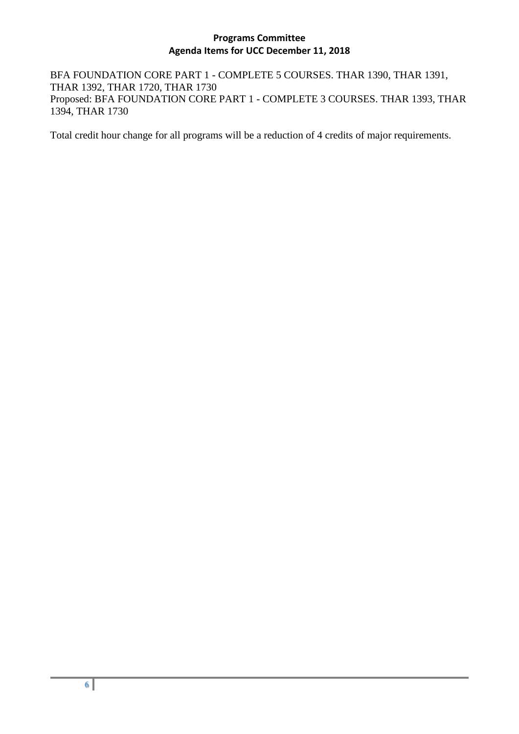**Programs Committee**
**Agenda Items for UCC December 11, 2018**

BFA FOUNDATION CORE PART 1 - COMPLETE 5 COURSES. THAR 1390, THAR 1391, THAR 1392, THAR 1720, THAR 1730
Proposed: BFA FOUNDATION CORE PART 1 - COMPLETE 3 COURSES. THAR 1393, THAR 1394, THAR 1730

Total credit hour change for all programs will be a reduction of 4 credits of major requirements.